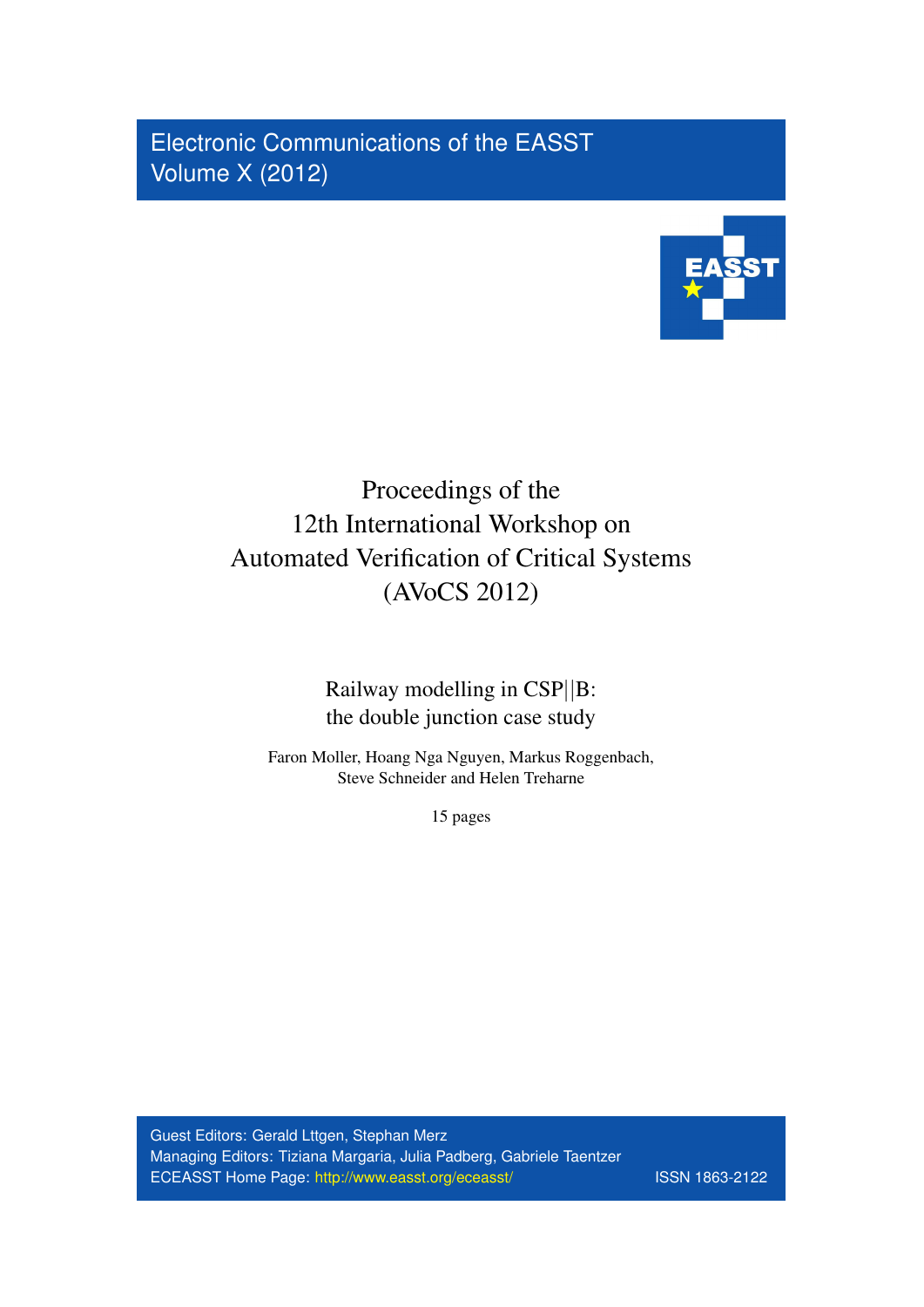Electronic Communications of the EASST
Volume X (2012)

# Proceedings of the 12th International Workshop on Automated Verification of Critical Systems (AVoCS 2012)

## Railway modelling in CSP||B: the double junction case study

Faron Moller, Hoang Nga Nguyen, Markus Roggenbach, Steve Schneider and Helen Treharne

15 pages

Guest Editors: Gerald Lttgen, Stephan Merz
Managing Editors: Tiziana Margaria, Julia Padberg, Gabriele Taentzer
ECEASST Home Page: http://www.easst.org/eceasst/
ISSN 1863-2122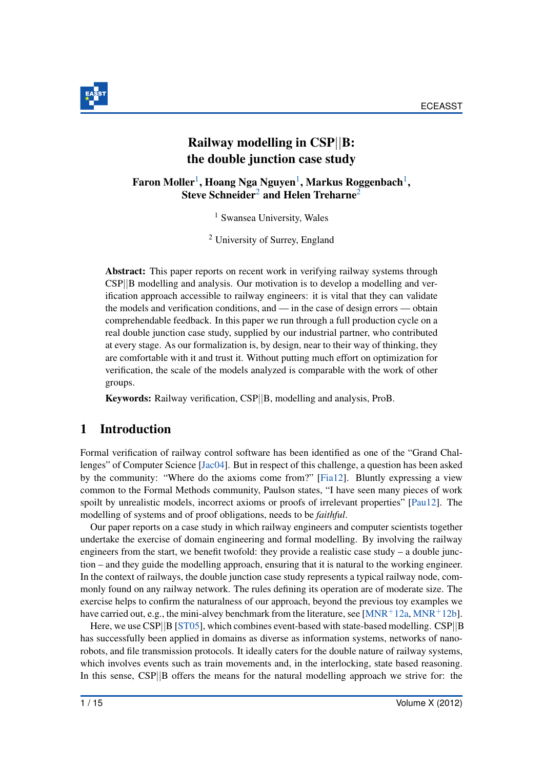# Railway modelling in CSP||B: the double junction case study

**Faron Moller[1], Hoang Nga Nguyen[1], Markus Roggenbach[1], Steve Schneider[2] and Helen Treharne[2]**

[1] Swansea University, Wales

[2] University of Surrey, England

**Abstract:** This paper reports on recent work in verifying railway systems through CSP||B modelling and analysis. Our motivation is to develop a modelling and verification approach accessible to railway engineers: it is vital that they can validate the models and verification conditions, and — in the case of design errors — obtain comprehendable feedback. In this paper we run through a full production cycle on a real double junction case study, supplied by our industrial partner, who contributed at every stage. As our formalization is, by design, near to their way of thinking, they are comfortable with it and trust it. Without putting much effort on optimization for verification, the scale of the models analyzed is comparable with the work of other groups.

**Keywords:** Railway verification, CSP||B, modelling and analysis, ProB.

## 1 Introduction

Formal verification of railway control software has been identified as one of the "Grand Challenges" of Computer Science [Jac04]. But in respect of this challenge, a question has been asked by the community: "Where do the axioms come from?" [Fia12]. Bluntly expressing a view common to the Formal Methods community, Paulson states, "I have seen many pieces of work spoilt by unrealistic models, incorrect axioms or proofs of irrelevant properties" [Pau12]. The modelling of systems and of proof obligations, needs to be *faithful*.

Our paper reports on a case study in which railway engineers and computer scientists together undertake the exercise of domain engineering and formal modelling. By involving the railway engineers from the start, we benefit twofold: they provide a realistic case study – a double junction – and they guide the modelling approach, ensuring that it is natural to the working engineer. In the context of railways, the double junction case study represents a typical railway node, commonly found on any railway network. The rules defining its operation are of moderate size. The exercise helps to confirm the naturalness of our approach, beyond the previous toy examples we have carried out, e.g., the mini-alvey benchmark from the literature, see [MNR+12a, MNR+12b].

Here, we use CSP||B [ST05], which combines event-based with state-based modelling. CSP||B has successfully been applied in domains as diverse as information systems, networks of nanorobots, and file transmission protocols. It ideally caters for the double nature of railway systems, which involves events such as train movements and, in the interlocking, state based reasoning. In this sense, CSP||B offers the means for the natural modelling approach we strive for: the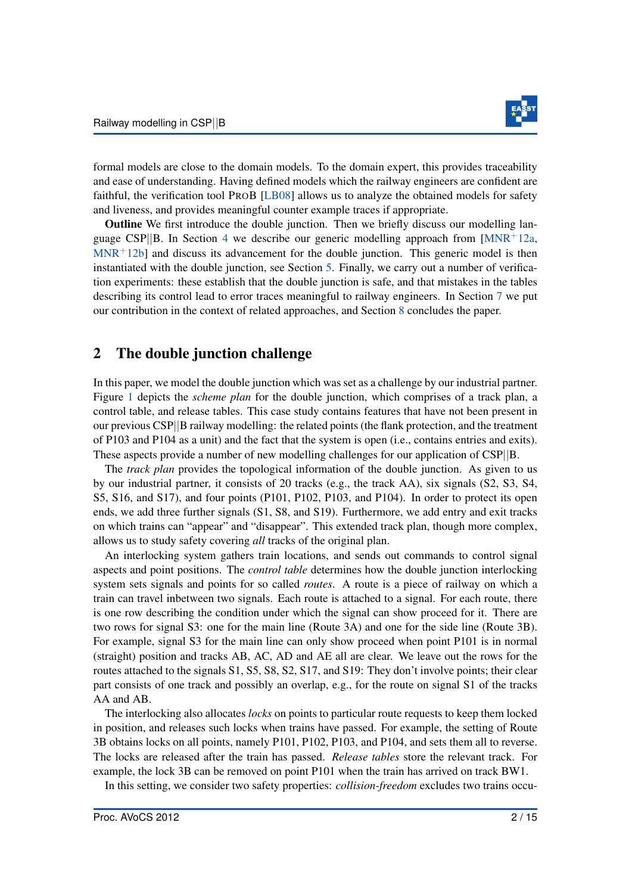formal models are close to the domain models. To the domain expert, this provides traceability and ease of understanding. Having defined models which the railway engineers are confident are faithful, the verification tool ProB [LB08] allows us to analyze the obtained models for safety and liveness, and provides meaningful counter example traces if appropriate.

**Outline** We first introduce the double junction. Then we briefly discuss our modelling language CSP||B. In Section 4 we describe our generic modelling approach from [MNR+12a, MNR+12b] and discuss its advancement for the double junction. This generic model is then instantiated with the double junction, see Section 5. Finally, we carry out a number of verification experiments: these establish that the double junction is safe, and that mistakes in the tables describing its control lead to error traces meaningful to railway engineers. In Section 7 we put our contribution in the context of related approaches, and Section 8 concludes the paper.

## 2 The double junction challenge

In this paper, we model the double junction which was set as a challenge by our industrial partner. Figure 1 depicts the *scheme plan* for the double junction, which comprises of a track plan, a control table, and release tables. This case study contains features that have not been present in our previous CSP||B railway modelling: the related points (the flank protection, and the treatment of P103 and P104 as a unit) and the fact that the system is open (i.e., contains entries and exits). These aspects provide a number of new modelling challenges for our application of CSP||B.

The *track plan* provides the topological information of the double junction. As given to us by our industrial partner, it consists of 20 tracks (e.g., the track AA), six signals (S2, S3, S4, S5, S16, and S17), and four points (P101, P102, P103, and P104). In order to protect its open ends, we add three further signals (S1, S8, and S19). Furthermore, we add entry and exit tracks on which trains can "appear" and "disappear". This extended track plan, though more complex, allows us to study safety covering *all* tracks of the original plan.

An interlocking system gathers train locations, and sends out commands to control signal aspects and point positions. The *control table* determines how the double junction interlocking system sets signals and points for so called *routes*. A route is a piece of railway on which a train can travel inbetween two signals. Each route is attached to a signal. For each route, there is one row describing the condition under which the signal can show proceed for it. There are two rows for signal S3: one for the main line (Route 3A) and one for the side line (Route 3B). For example, signal S3 for the main line can only show proceed when point P101 is in normal (straight) position and tracks AB, AC, AD and AE all are clear. We leave out the rows for the routes attached to the signals S1, S5, S8, S2, S17, and S19: They don't involve points; their clear part consists of one track and possibly an overlap, e.g., for the route on signal S1 of the tracks AA and AB.

The interlocking also allocates *locks* on points to particular route requests to keep them locked in position, and releases such locks when trains have passed. For example, the setting of Route 3B obtains locks on all points, namely P101, P102, P103, and P104, and sets them all to reverse. The locks are released after the train has passed. *Release tables* store the relevant track. For example, the lock 3B can be removed on point P101 when the train has arrived on track BW1.

In this setting, we consider two safety properties: *collision-freedom* excludes two trains occu-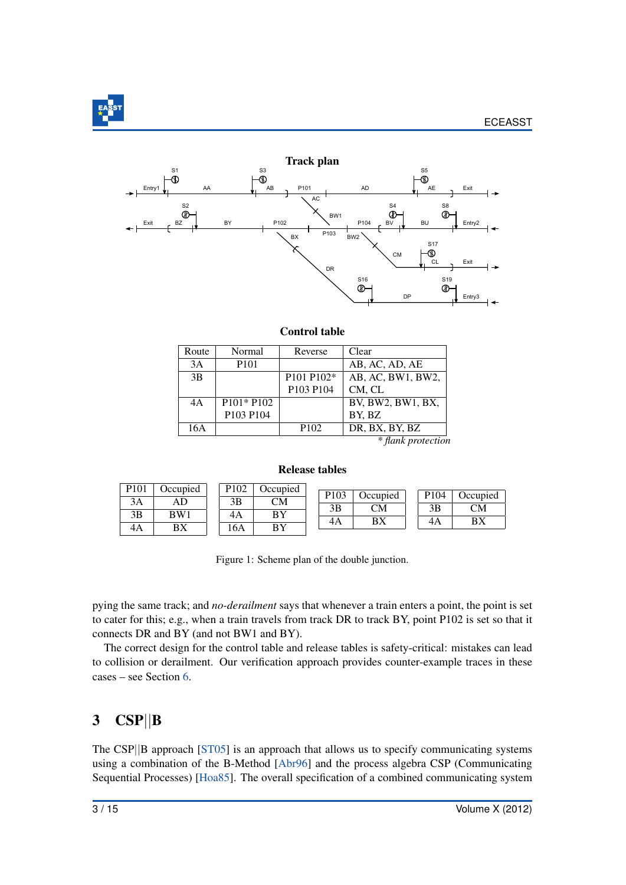**Track plan**

Entry1 S1 AA S3 AB P101 AD S5 AE Exit

AC

S2 BW1 S4 S8

Exit BZ BY P102 P104 BV BU Entry2

P103

BX BW2 S17

CM CL Exit

DR

S16 S19

DP Entry3

**Control table**

| Route | Normal | Reverse | Clear |
|---|---|---|---|
| 3A | P101 | | AB, AC, AD, AE |
| 3B | | P101 P102* P103 P104 | AB, AC, BW1, BW2, CM, CL |
| 4A | P101* P102 P103 P104 | | BV, BW2, BW1, BX, BY, BZ |
| 16A | | P102 | DR, BX, BY, BZ |

\* *flank protection*

**Release tables**

| P101 | Occupied |
|---|---|
| 3A | AD |
| 3B | BW1 |
| 4A | BX |

| P102 | Occupied |
|---|---|
| 3B | CM |
| 4A | BY |
| 16A | BY |

| P103 | Occupied |
|---|---|
| 3B | CM |
| 4A | BX |

| P104 | Occupied |
|---|---|
| 3B | CM |
| 4A | BX |

Figure 1: Scheme plan of the double junction.

pying the same track; and *no-derailment* says that whenever a train enters a point, the point is set to cater for this; e.g., when a train travels from track DR to track BY, point P102 is set so that it connects DR and BY (and not BW1 and BY).

The correct design for the control table and release tables is safety-critical: mistakes can lead to collision or derailment. Our verification approach provides counter-example traces in these cases – see Section 6.

## 3 CSP||B

The CSP||B approach [ST05] is an approach that allows us to specify communicating systems using a combination of the B-Method [Abr96] and the process algebra CSP (Communicating Sequential Processes) [Hoa85]. The overall specification of a combined communicating system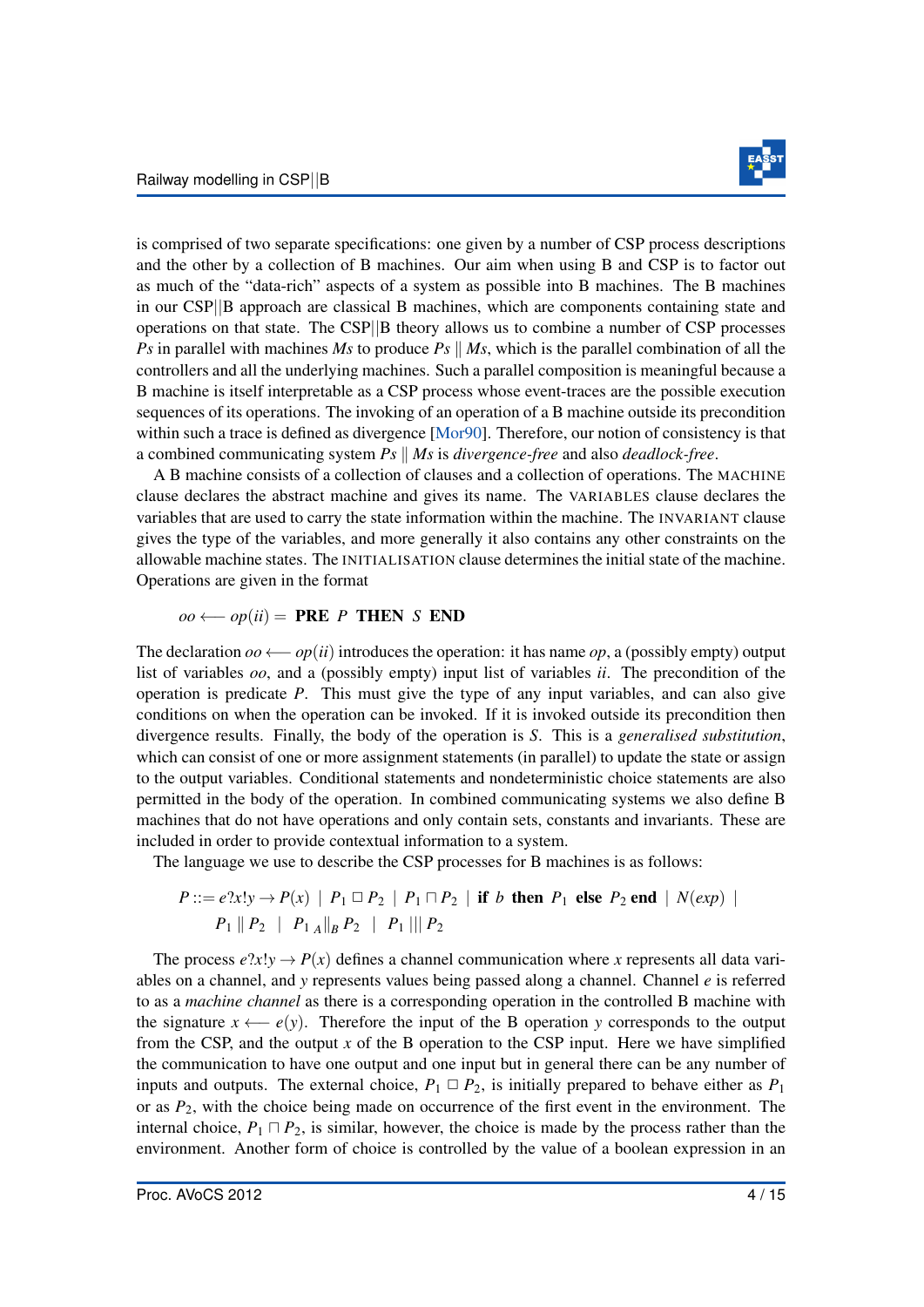is comprised of two separate specifications: one given by a number of CSP process descriptions and the other by a collection of B machines. Our aim when using B and CSP is to factor out as much of the "data-rich" aspects of a system as possible into B machines. The B machines in our CSP||B approach are classical B machines, which are components containing state and operations on that state. The CSP||B theory allows us to combine a number of CSP processes *Ps* in parallel with machines *Ms* to produce $Ps \parallel Ms$, which is the parallel combination of all the controllers and all the underlying machines. Such a parallel composition is meaningful because a B machine is itself interpretable as a CSP process whose event-traces are the possible execution sequences of its operations. The invoking of an operation of a B machine outside its precondition within such a trace is defined as divergence [Mor90]. Therefore, our notion of consistency is that a combined communicating system $Ps \parallel Ms$ is *divergence-free* and also *deadlock-free*.

A B machine consists of a collection of clauses and a collection of operations. The MACHINE clause declares the abstract machine and gives its name. The VARIABLES clause declares the variables that are used to carry the state information within the machine. The INVARIANT clause gives the type of the variables, and more generally it also contains any other constraints on the allowable machine states. The INITIALISATION clause determines the initial state of the machine. Operations are given in the format

$$oo \longleftarrow op(ii) = \textbf{PRE } P \textbf{ THEN } S \textbf{ END}$$

The declaration $oo \longleftarrow op(ii)$ introduces the operation: it has name $op$, a (possibly empty) output list of variables $oo$, and a (possibly empty) input list of variables $ii$. The precondition of the operation is predicate $P$. This must give the type of any input variables, and can also give conditions on when the operation can be invoked. If it is invoked outside its precondition then divergence results. Finally, the body of the operation is $S$. This is a *generalised substitution*, which can consist of one or more assignment statements (in parallel) to update the state or assign to the output variables. Conditional statements and nondeterministic choice statements are also permitted in the body of the operation. In combined communicating systems we also define B machines that do not have operations and only contain sets, constants and invariants. These are included in order to provide contextual information to a system.

The language we use to describe the CSP processes for B machines is as follows:

$$\begin{aligned} P ::= \; & e?x!y \rightarrow P(x) \;\mid\; P_1 \;\Box\; P_2 \;\mid\; P_1 \sqcap P_2 \;\mid\; \textbf{if } b \textbf{ then } P_1 \textbf{ else } P_2 \textbf{ end} \;\mid\; N(exp) \;\mid \\ & P_1 \parallel P_2 \;\mid\; P_1 \;{}_A\|_B\; P_2 \;\mid\; P_1 \;|||\; P_2 \end{aligned}$$

The process $e?x!y \rightarrow P(x)$ defines a channel communication where $x$ represents all data variables on a channel, and $y$ represents values being passed along a channel. Channel $e$ is referred to as a *machine channel* as there is a corresponding operation in the controlled B machine with the signature $x \longleftarrow e(y)$. Therefore the input of the B operation $y$ corresponds to the output from the CSP, and the output $x$ of the B operation to the CSP input. Here we have simplified the communication to have one output and one input but in general there can be any number of inputs and outputs. The external choice, $P_1 \;\Box\; P_2$, is initially prepared to behave either as $P_1$ or as $P_2$, with the choice being made on occurrence of the first event in the environment. The internal choice, $P_1 \sqcap P_2$, is similar, however, the choice is made by the process rather than the environment. Another form of choice is controlled by the value of a boolean expression in an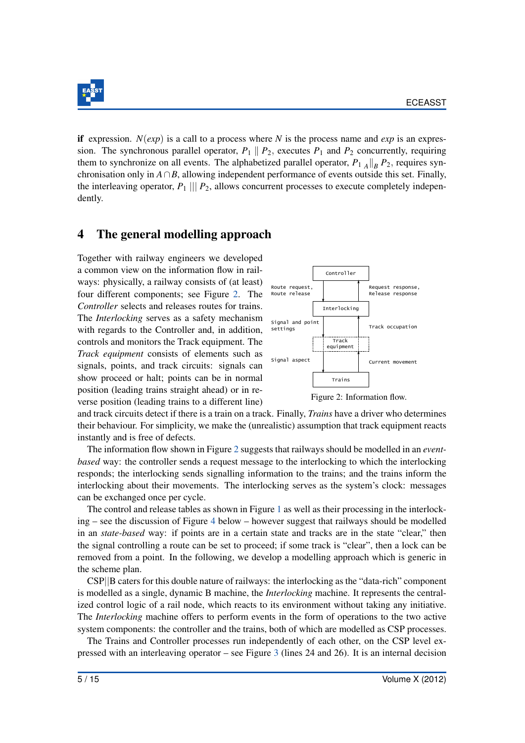**if** expression. $N(exp)$ is a call to a process where $N$ is the process name and $exp$ is an expression. The synchronous parallel operator, $P_1 \parallel P_2$, executes $P_1$ and $P_2$ concurrently, requiring them to synchronize on all events. The alphabetized parallel operator, $P_1 \;{}_A\|_B\; P_2$, requires synchronisation only in $A \cap B$, allowing independent performance of events outside this set. Finally, the interleaving operator, $P_1 \;|||\; P_2$, allows concurrent processes to execute completely independently.

## 4 The general modelling approach

Together with railway engineers we developed a common view on the information flow in railways: physically, a railway consists of (at least) four different components; see Figure 2. The *Controller* selects and releases routes for trains. The *Interlocking* serves as a safety mechanism with regards to the Controller and, in addition, controls and monitors the Track equipment. The *Track equipment* consists of elements such as signals, points, and track circuits: signals can show proceed or halt; points can be in normal position (leading trains straight ahead) or in reverse position (leading trains to a different line) and track circuits detect if there is a train on a track. Finally, *Trains* have a driver who determines their behaviour. For simplicity, we make the (unrealistic) assumption that track equipment reacts instantly and is free of defects.

Figure 2: Information flow.

The information flow shown in Figure 2 suggests that railways should be modelled in an *event-based* way: the controller sends a request message to the interlocking to which the interlocking responds; the interlocking sends signalling information to the trains; and the trains inform the interlocking about their movements. The interlocking serves as the system's clock: messages can be exchanged once per cycle.

The control and release tables as shown in Figure 1 as well as their processing in the interlocking – see the discussion of Figure 4 below – however suggest that railways should be modelled in an *state-based* way: if points are in a certain state and tracks are in the state "clear," then the signal controlling a route can be set to proceed; if some track is "clear", then a lock can be removed from a point. In the following, we develop a modelling approach which is generic in the scheme plan.

CSP||B caters for this double nature of railways: the interlocking as the "data-rich" component is modelled as a single, dynamic B machine, the *Interlocking* machine. It represents the centralized control logic of a rail node, which reacts to its environment without taking any initiative. The *Interlocking* machine offers to perform events in the form of operations to the two active system components: the controller and the trains, both of which are modelled as CSP processes.

The Trains and Controller processes run independently of each other, on the CSP level expressed with an interleaving operator – see Figure 3 (lines 24 and 26). It is an internal decision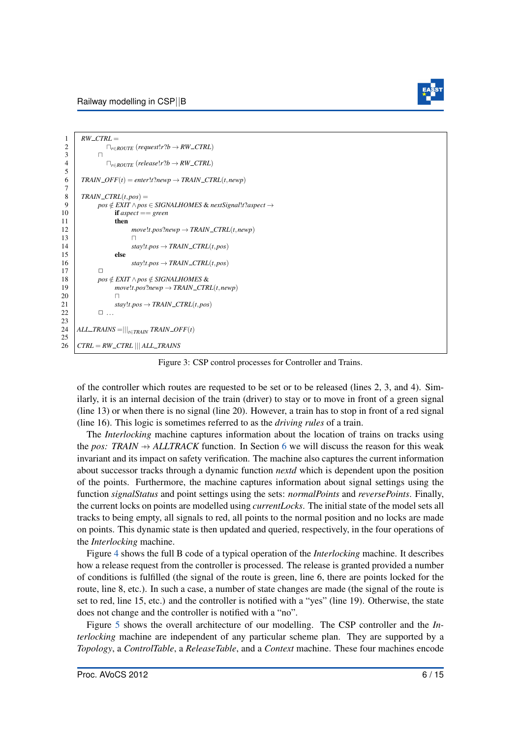```
1   RW_CTRL =
2           ⊓r∈ROUTE (request!r?b → RW_CTRL)
3       ⊓
4           ⊓r∈ROUTE (release!r?b → RW_CTRL)
5
6   TRAIN_OFF(t) = enter!t?newp → TRAIN_CTRL(t,newp)
7
8   TRAIN_CTRL(t,pos) =
9       pos ∉ EXIT ∧ pos ∈ SIGNALHOMES & nextSignal!t?aspect →
10          if aspect == green
11          then
12              move!t.pos?newp → TRAIN_CTRL(t,newp)
13              ⊓
14              stay!t.pos → TRAIN_CTRL(t,pos)
15          else
16              stay!t.pos → TRAIN_CTRL(t,pos)
17      □
18      pos ∉ EXIT ∧ pos ∉ SIGNALHOMES &
19          move!t.pos?newp → TRAIN_CTRL(t,newp)
20          ⊓
21          stay!t.pos → TRAIN_CTRL(t,pos)
22      □ ...
23
24  ALL_TRAINS = |||t∈TRAIN TRAIN_OFF(t)
25
26  CTRL = RW_CTRL ||| ALL_TRAINS
```

Figure 3: CSP control processes for Controller and Trains.

of the controller which routes are requested to be set or to be released (lines 2, 3, and 4). Similarly, it is an internal decision of the train (driver) to stay or to move in front of a green signal (line 13) or when there is no signal (line 20). However, a train has to stop in front of a red signal (line 16). This logic is sometimes referred to as the *driving rules* of a train.

The *Interlocking* machine captures information about the location of trains on tracks using the *pos:* $TRAIN \nrightarrow ALLTRACK$ function. In Section 6 we will discuss the reason for this weak invariant and its impact on safety verification. The machine also captures the current information about successor tracks through a dynamic function *nextd* which is dependent upon the position of the points. Furthermore, the machine captures information about signal settings using the function *signalStatus* and point settings using the sets: *normalPoints* and *reversePoints*. Finally, the current locks on points are modelled using *currentLocks*. The initial state of the model sets all tracks to being empty, all signals to red, all points to the normal position and no locks are made on points. This dynamic state is then updated and queried, respectively, in the four operations of the *Interlocking* machine.

Figure 4 shows the full B code of a typical operation of the *Interlocking* machine. It describes how a release request from the controller is processed. The release is granted provided a number of conditions is fulfilled (the signal of the route is green, line 6, there are points locked for the route, line 8, etc.). In such a case, a number of state changes are made (the signal of the route is set to red, line 15, etc.) and the controller is notified with a "yes" (line 19). Otherwise, the state does not change and the controller is notified with a "no".

Figure 5 shows the overall architecture of our modelling. The CSP controller and the *Interlocking* machine are independent of any particular scheme plan. They are supported by a *Topology*, a *ControlTable*, a *ReleaseTable*, and a *Context* machine. These four machines encode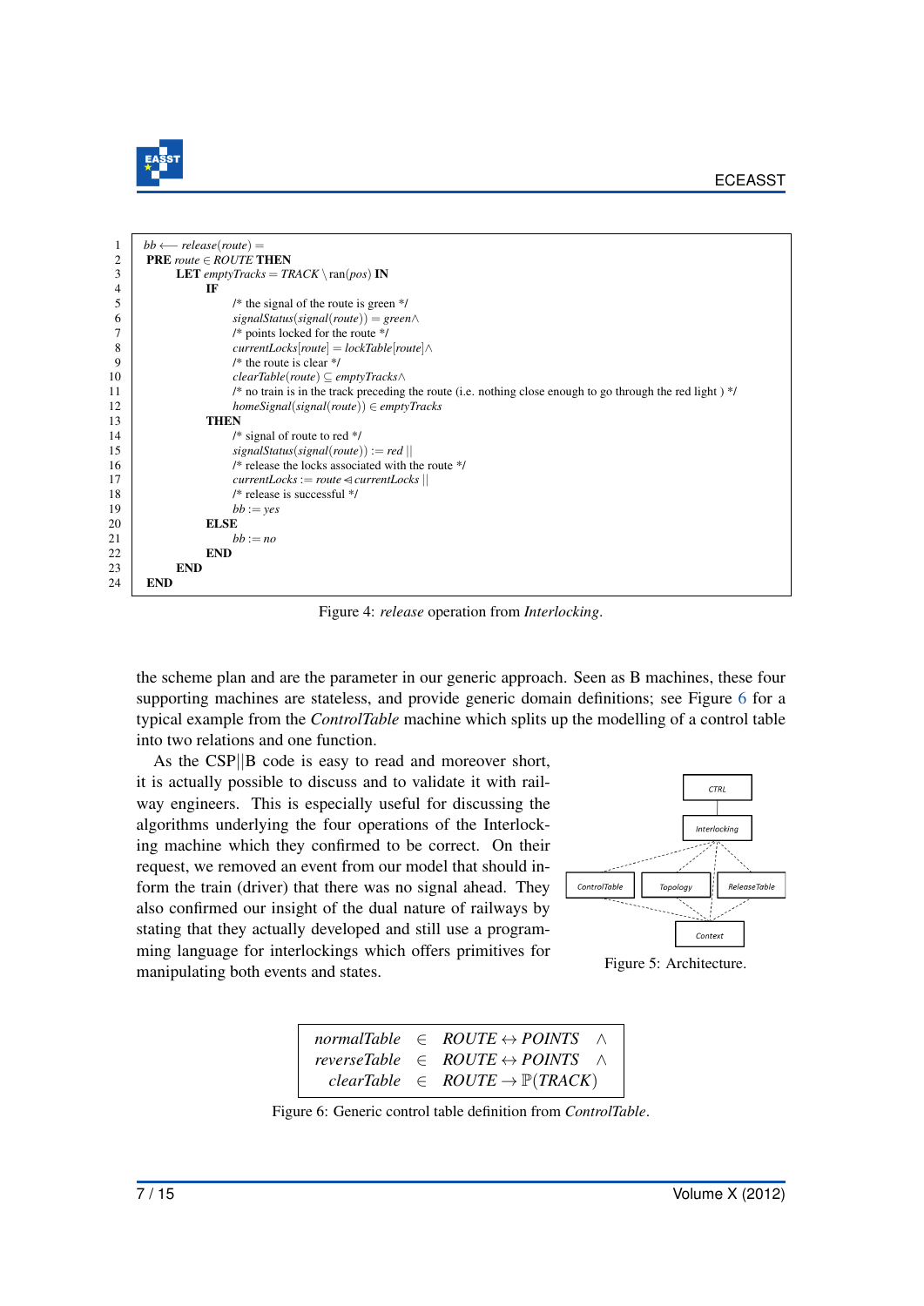```
1   bb ←− release(route) =
2   PRE route ∈ ROUTE THEN
3       LET emptyTracks = TRACK \ ran(pos) IN
4           IF
5               /* the signal of the route is green */
6               signalStatus(signal(route)) = green∧
7               /* points locked for the route */
8               currentLocks[route] = lockTable[route]∧
9               /* the route is clear */
10              clearTable(route) ⊆ emptyTracks∧
11              /* no train is in the track preceding the route (i.e. nothing close enough to go through the red light ) */
12              homeSignal(signal(route)) ∈ emptyTracks
13          THEN
14              /* signal of route to red */
15              signalStatus(signal(route)) := red ||
16              /* release the locks associated with the route */
17              currentLocks := route ⩤ currentLocks ||
18              /* release is successful */
19              bb := yes
20          ELSE
21              bb := no
22          END
23      END
24  END
```

Figure 4: *release* operation from *Interlocking*.

the scheme plan and are the parameter in our generic approach. Seen as B machines, these four supporting machines are stateless, and provide generic domain definitions; see Figure 6 for a typical example from the *ControlTable* machine which splits up the modelling of a control table into two relations and one function.

As the CSP||B code is easy to read and moreover short, it is actually possible to discuss and to validate it with railway engineers. This is especially useful for discussing the algorithms underlying the four operations of the Interlocking machine which they confirmed to be correct. On their request, we removed an event from our model that should inform the train (driver) that there was no signal ahead. They also confirmed our insight of the dual nature of railways by stating that they actually developed and still use a programming language for interlockings which offers primitives for manipulating both events and states.

Figure 5: Architecture.

$$
\begin{array}{rcl}
normalTable & \in & ROUTE \leftrightarrow POINTS \quad \wedge \\
reverseTable & \in & ROUTE \leftrightarrow POINTS \quad \wedge \\
clearTable & \in & ROUTE \rightarrow \mathbb{P}(TRACK)
\end{array}
$$

Figure 6: Generic control table definition from *ControlTable*.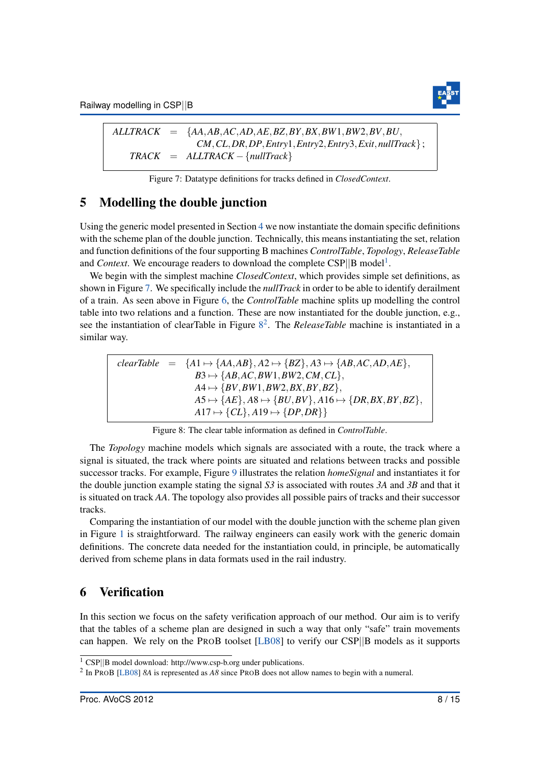$$
\begin{aligned}
ALLTRACK &= \{AA, AB, AC, AD, AE, BZ, BY, BX, BW1, BW2, BV, BU,\\
&\quad CM, CL, DR, DP, Entry1, Entry2, Entry3, Exit, nullTrack\};\\
TRACK &= ALLTRACK - \{nullTrack\}
\end{aligned}
$$

Figure 7: Datatype definitions for tracks defined in *ClosedContext*.

## 5 Modelling the double junction

Using the generic model presented in Section 4 we now instantiate the domain specific definitions with the scheme plan of the double junction. Technically, this means instantiating the set, relation and function definitions of the four supporting B machines *ControlTable*, *Topology*, *ReleaseTable* and *Context*. We encourage readers to download the complete CSP||B model[1].

We begin with the simplest machine *ClosedContext*, which provides simple set definitions, as shown in Figure 7. We specifically include the *nullTrack* in order to be able to identify derailment of a train. As seen above in Figure 6, the *ControlTable* machine splits up modelling the control table into two relations and a function. These are now instantiated for the double junction, e.g., see the instantiation of clearTable in Figure 8[2]. The *ReleaseTable* machine is instantiated in a similar way.

$$
\begin{aligned}
clearTable = \{&A1 \mapsto \{AA, AB\}, A2 \mapsto \{BZ\}, A3 \mapsto \{AB, AC, AD, AE\},\\
&B3 \mapsto \{AB, AC, BW1, BW2, CM, CL\},\\
&A4 \mapsto \{BV, BW1, BW2, BX, BY, BZ\},\\
&A5 \mapsto \{AE\}, A8 \mapsto \{BU, BV\}, A16 \mapsto \{DR, BX, BY, BZ\},\\
&A17 \mapsto \{CL\}, A19 \mapsto \{DP, DR\}\}
\end{aligned}
$$

Figure 8: The clear table information as defined in *ControlTable*.

The *Topology* machine models which signals are associated with a route, the track where a signal is situated, the track where points are situated and relations between tracks and possible successor tracks. For example, Figure 9 illustrates the relation *homeSignal* and instantiates it for the double junction example stating the signal *S3* is associated with routes *3A* and *3B* and that it is situated on track *AA*. The topology also provides all possible pairs of tracks and their successor tracks.

Comparing the instantiation of our model with the double junction with the scheme plan given in Figure 1 is straightforward. The railway engineers can easily work with the generic domain definitions. The concrete data needed for the instantiation could, in principle, be automatically derived from scheme plans in data formats used in the rail industry.

## 6 Verification

In this section we focus on the safety verification approach of our method. Our aim is to verify that the tables of a scheme plan are designed in such a way that only "safe" train movements can happen. We rely on the ProB toolset [LB08] to verify our CSP||B models as it supports

[1] CSP||B model download: http://www.csp-b.org under publications.

[2] In ProB [LB08] *8A* is represented as *A8* since ProB does not allow names to begin with a numeral.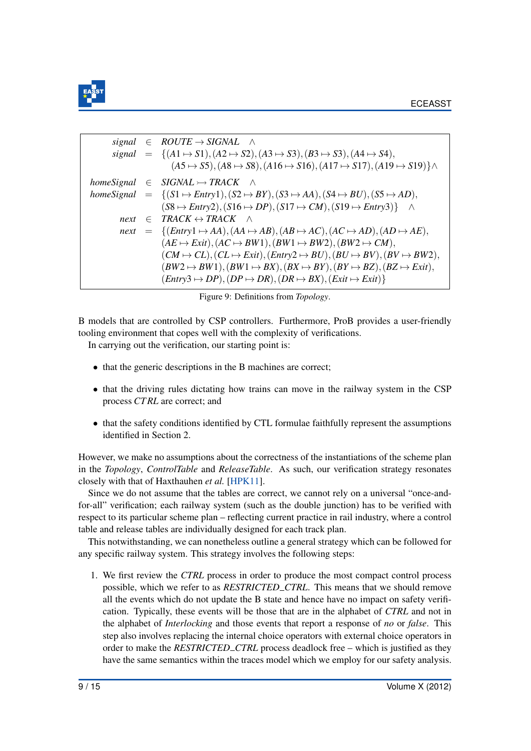$$
\begin{array}{rcl}
signal & \in & ROUTE \rightarrow SIGNAL \quad \wedge \\
signal & = & \{(A1 \mapsto S1), (A2 \mapsto S2), (A3 \mapsto S3), (B3 \mapsto S3), (A4 \mapsto S4), \\
& & \quad (A5 \mapsto S5), (A8 \mapsto S8), (A16 \mapsto S16), (A17 \mapsto S17), (A19 \mapsto S19)\} \wedge \\
homeSignal & \in & SIGNAL \rightarrowtail TRACK \quad \wedge \\
homeSignal & = & \{(S1 \mapsto Entry1), (S2 \mapsto BY), (S3 \mapsto AA), (S4 \mapsto BU), (S5 \mapsto AD), \\
& & (S8 \mapsto Entry2), (S16 \mapsto DP), (S17 \mapsto CM), (S19 \mapsto Entry3)\} \quad \wedge \\
next & \in & TRACK \leftrightarrow TRACK \quad \wedge \\
next & = & \{(Entry1 \mapsto AA), (AA \mapsto AB), (AB \mapsto AC), (AC \mapsto AD), (AD \mapsto AE), \\
& & (AE \mapsto Exit), (AC \mapsto BW1), (BW1 \mapsto BW2), (BW2 \mapsto CM), \\
& & (CM \mapsto CL), (CL \mapsto Exit), (Entry2 \mapsto BU), (BU \mapsto BV), (BV \mapsto BW2), \\
& & (BW2 \mapsto BW1), (BW1 \mapsto BX), (BX \mapsto BY), (BY \mapsto BZ), (BZ \mapsto Exit), \\
& & (Entry3 \mapsto DP), (DP \mapsto DR), (DR \mapsto BX), (Exit \mapsto Exit)\}
\end{array}
$$

Figure 9: Definitions from *Topology*.

B models that are controlled by CSP controllers. Furthermore, ProB provides a user-friendly tooling environment that copes well with the complexity of verifications.

In carrying out the verification, our starting point is:

- that the generic descriptions in the B machines are correct;
- that the driving rules dictating how trains can move in the railway system in the CSP process *CTRL* are correct; and
- that the safety conditions identified by CTL formulae faithfully represent the assumptions identified in Section 2.

However, we make no assumptions about the correctness of the instantiations of the scheme plan in the *Topology*, *ControlTable* and *ReleaseTable*. As such, our verification strategy resonates closely with that of Haxthauhen *et al.* [HPK11].

Since we do not assume that the tables are correct, we cannot rely on a universal "once-and-for-all" verification; each railway system (such as the double junction) has to be verified with respect to its particular scheme plan – reflecting current practice in rail industry, where a control table and release tables are individually designed for each track plan.

This notwithstanding, we can nonetheless outline a general strategy which can be followed for any specific railway system. This strategy involves the following steps:

1. We first review the *CTRL* process in order to produce the most compact control process possible, which we refer to as *RESTRICTED_CTRL*. This means that we should remove all the events which do not update the B state and hence have no impact on safety verification. Typically, these events will be those that are in the alphabet of *CTRL* and not in the alphabet of *Interlocking* and those events that report a response of *no* or *false*. This step also involves replacing the internal choice operators with external choice operators in order to make the *RESTRICTED_CTRL* process deadlock free – which is justified as they have the same semantics within the traces model which we employ for our safety analysis.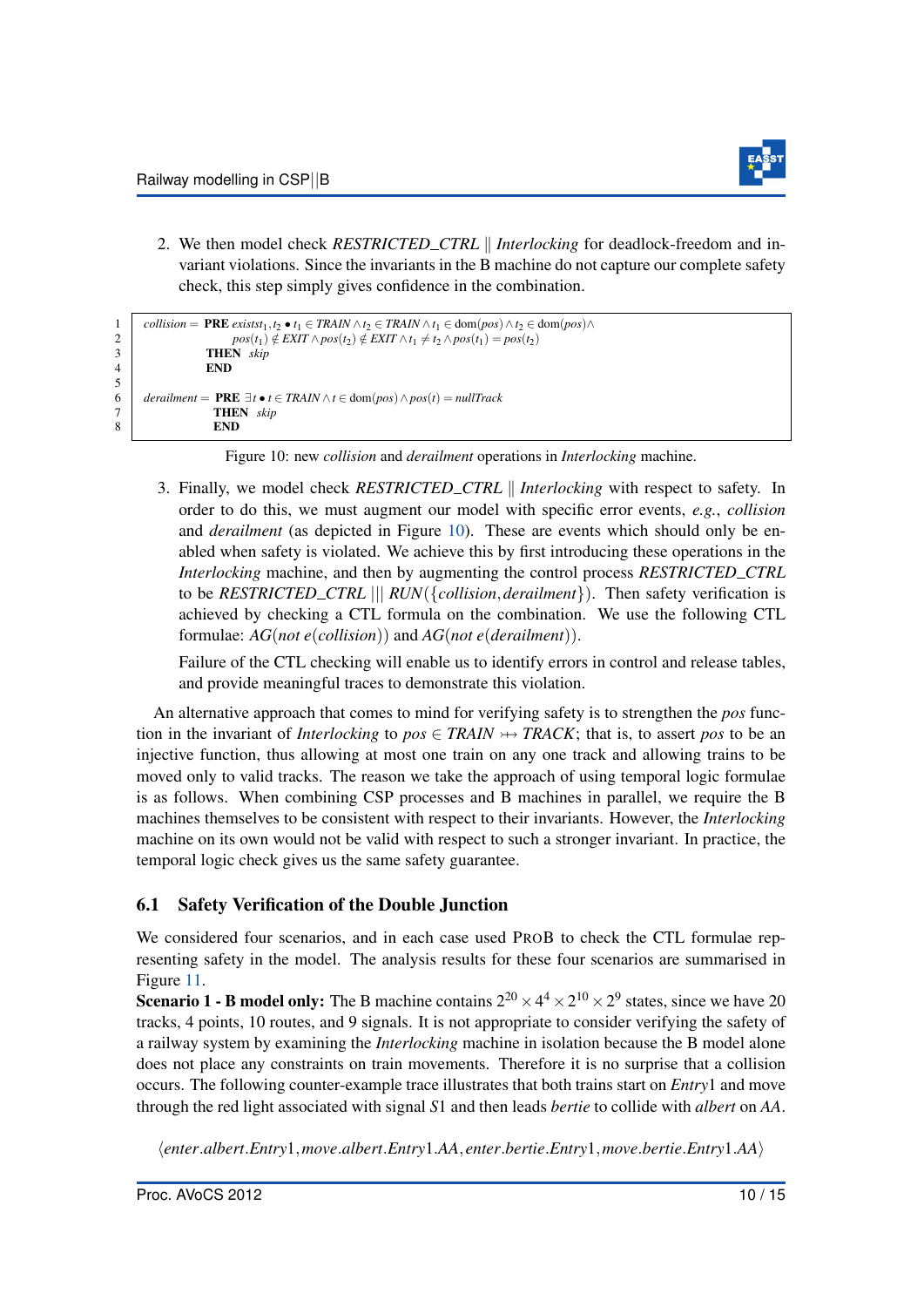2. We then model check *RESTRICTED_CTRL* ∥ *Interlocking* for deadlock-freedom and invariant violations. Since the invariants in the B machine do not capture our complete safety check, this step simply gives confidence in the combination.

```
1  collision = PRE existst1,t2 • t1 ∈ TRAIN ∧ t2 ∈ TRAIN ∧ t1 ∈ dom(pos) ∧ t2 ∈ dom(pos) ∧
2                  pos(t1) ∉ EXIT ∧ pos(t2) ∉ EXIT ∧ t1 ≠ t2 ∧ pos(t1) = pos(t2)
3              THEN skip
4              END
5
6  derailment = PRE ∃t • t ∈ TRAIN ∧ t ∈ dom(pos) ∧ pos(t) = nullTrack
7                THEN skip
8                END
```

Figure 10: new *collision* and *derailment* operations in *Interlocking* machine.

3. Finally, we model check *RESTRICTED_CTRL* ∥ *Interlocking* with respect to safety. In order to do this, we must augment our model with specific error events, *e.g.*, *collision* and *derailment* (as depicted in Figure 10). These are events which should only be enabled when safety is violated. We achieve this by first introducing these operations in the *Interlocking* machine, and then by augmenting the control process *RESTRICTED_CTRL* to be *RESTRICTED_CTRL* ||| $RUN(\{collision, derailment\})$. Then safety verification is achieved by checking a CTL formula on the combination. We use the following CTL formulae: $AG(not\ e(collision))$ and $AG(not\ e(derailment))$.

   Failure of the CTL checking will enable us to identify errors in control and release tables, and provide meaningful traces to demonstrate this violation.

An alternative approach that comes to mind for verifying safety is to strengthen the *pos* function in the invariant of *Interlocking* to $pos \in TRAIN \rightarrowtail TRACK$; that is, to assert *pos* to be an injective function, thus allowing at most one train on any one track and allowing trains to be moved only to valid tracks. The reason we take the approach of using temporal logic formulae is as follows. When combining CSP processes and B machines in parallel, we require the B machines themselves to be consistent with respect to their invariants. However, the *Interlocking* machine on its own would not be valid with respect to such a stronger invariant. In practice, the temporal logic check gives us the same safety guarantee.

### 6.1 Safety Verification of the Double Junction

We considered four scenarios, and in each case used ProB to check the CTL formulae representing safety in the model. The analysis results for these four scenarios are summarised in Figure 11.

**Scenario 1 - B model only:** The B machine contains $2^{20} \times 4^{4} \times 2^{10} \times 2^{9}$ states, since we have 20 tracks, 4 points, 10 routes, and 9 signals. It is not appropriate to consider verifying the safety of a railway system by examining the *Interlocking* machine in isolation because the B model alone does not place any constraints on train movements. Therefore it is no surprise that a collision occurs. The following counter-example trace illustrates that both trains start on *Entry*1 and move through the red light associated with signal *S*1 and then leads *bertie* to collide with *albert* on *AA*.

$$\langle enter.albert.Entry1, move.albert.Entry1.AA, enter.bertie.Entry1, move.bertie.Entry1.AA \rangle$$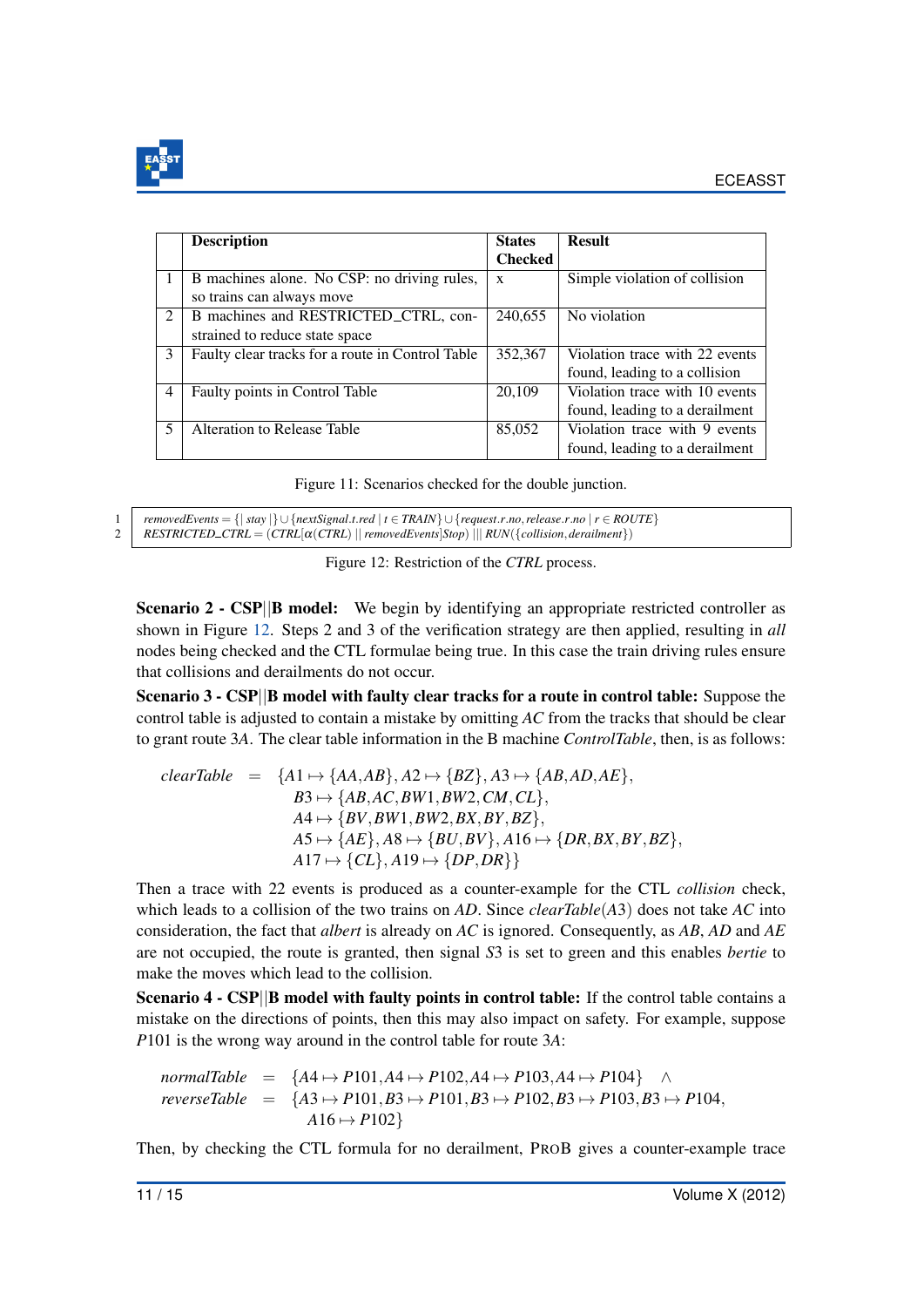|  | **Description** | **States Checked** | **Result** |
|---|---|---|---|
| 1 | B machines alone. No CSP: no driving rules, so trains can always move | x | Simple violation of collision |
| 2 | B machines and RESTRICTED_CTRL, constrained to reduce state space | 240,655 | No violation |
| 3 | Faulty clear tracks for a route in Control Table | 352,367 | Violation trace with 22 events found, leading to a collision |
| 4 | Faulty points in Control Table | 20,109 | Violation trace with 10 events found, leading to a derailment |
| 5 | Alteration to Release Table | 85,052 | Violation trace with 9 events found, leading to a derailment |

Figure 11: Scenarios checked for the double junction.

```
1   removedEvents = {| stay |} ∪ {nextSignal.t.red | t ∈ TRAIN} ∪ {request.r.no, release.r.no | r ∈ ROUTE}
2   RESTRICTED_CTRL = (CTRL[α(CTRL) || removedEvents|Stop) ||| RUN({collision, derailment})
```

Figure 12: Restriction of the *CTRL* process.

**Scenario 2 - CSP||B model:** We begin by identifying an appropriate restricted controller as shown in Figure 12. Steps 2 and 3 of the verification strategy are then applied, resulting in *all* nodes being checked and the CTL formulae being true. In this case the train driving rules ensure that collisions and derailments do not occur.

**Scenario 3 - CSP||B model with faulty clear tracks for a route in control table:** Suppose the control table is adjusted to contain a mistake by omitting $AC$ from the tracks that should be clear to grant route $3A$. The clear table information in the B machine *ControlTable*, then, is as follows:

$$
\begin{aligned}
clearTable \;=\; & \{A1 \mapsto \{AA, AB\}, A2 \mapsto \{BZ\}, A3 \mapsto \{AB, AD, AE\},\\
& B3 \mapsto \{AB, AC, BW1, BW2, CM, CL\},\\
& A4 \mapsto \{BV, BW1, BW2, BX, BY, BZ\},\\
& A5 \mapsto \{AE\}, A8 \mapsto \{BU, BV\}, A16 \mapsto \{DR, BX, BY, BZ\},\\
& A17 \mapsto \{CL\}, A19 \mapsto \{DP, DR\}\}
\end{aligned}
$$

Then a trace with 22 events is produced as a counter-example for the CTL *collision* check, which leads to a collision of the two trains on $AD$. Since $clearTable(A3)$ does not take $AC$ into consideration, the fact that *albert* is already on $AC$ is ignored. Consequently, as $AB$, $AD$ and $AE$ are not occupied, the route is granted, then signal $S3$ is set to green and this enables *bertie* to make the moves which lead to the collision.

**Scenario 4 - CSP||B model with faulty points in control table:** If the control table contains a mistake on the directions of points, then this may also impact on safety. For example, suppose $P101$ is the wrong way around in the control table for route $3A$:

$$
\begin{aligned}
normalTable \;=\; & \{A4 \mapsto P101, A4 \mapsto P102, A4 \mapsto P103, A4 \mapsto P104\} \quad \wedge\\
reverseTable \;=\; & \{A3 \mapsto P101, B3 \mapsto P101, B3 \mapsto P102, B3 \mapsto P103, B3 \mapsto P104,\\
& A16 \mapsto P102\}
\end{aligned}
$$

Then, by checking the CTL formula for no derailment, PROB gives a counter-example trace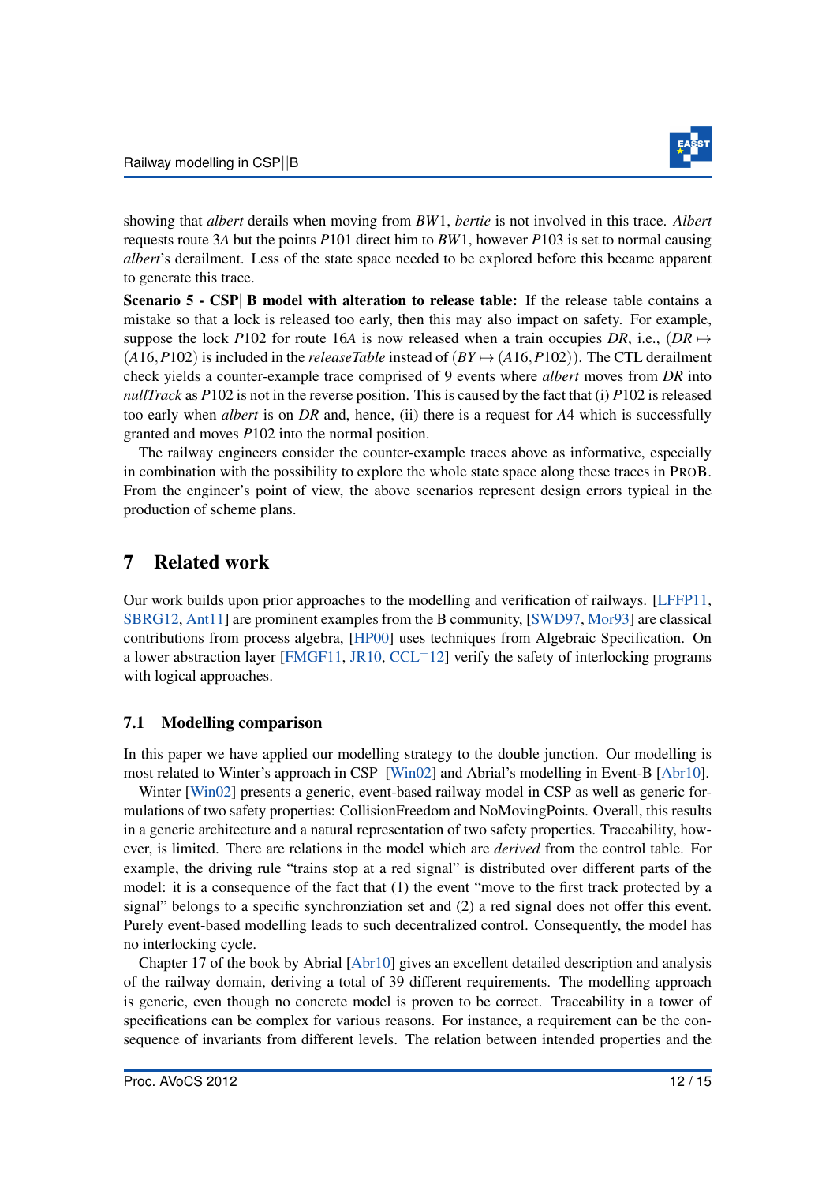showing that *albert* derails when moving from $BW1$, *bertie* is not involved in this trace. *Albert* requests route $3A$ but the points $P101$ direct him to $BW1$, however $P103$ is set to normal causing *albert*'s derailment. Less of the state space needed to be explored before this became apparent to generate this trace.

**Scenario 5 - CSP||B model with alteration to release table:** If the release table contains a mistake so that a lock is released too early, then this may also impact on safety. For example, suppose the lock $P102$ for route $16A$ is now released when a train occupies $DR$, i.e., $(DR \mapsto (A16, P102))$ is included in the *releaseTable* instead of $(BY \mapsto (A16, P102))$. The CTL derailment check yields a counter-example trace comprised of 9 events where *albert* moves from $DR$ into *nullTrack* as $P102$ is not in the reverse position. This is caused by the fact that (i) $P102$ is released too early when *albert* is on $DR$ and, hence, (ii) there is a request for $A4$ which is successfully granted and moves $P102$ into the normal position.

The railway engineers consider the counter-example traces above as informative, especially in combination with the possibility to explore the whole state space along these traces in PROB. From the engineer's point of view, the above scenarios represent design errors typical in the production of scheme plans.

# 7 Related work

Our work builds upon prior approaches to the modelling and verification of railways. [LFFP11, SBRG12, Ant11] are prominent examples from the B community, [SWD97, Mor93] are classical contributions from process algebra, [HP00] uses techniques from Algebraic Specification. On a lower abstraction layer [FMGF11, JR10, CCL+12] verify the safety of interlocking programs with logical approaches.

## 7.1 Modelling comparison

In this paper we have applied our modelling strategy to the double junction. Our modelling is most related to Winter's approach in CSP [Win02] and Abrial's modelling in Event-B [Abr10].

Winter [Win02] presents a generic, event-based railway model in CSP as well as generic formulations of two safety properties: CollisionFreedom and NoMovingPoints. Overall, this results in a generic architecture and a natural representation of two safety properties. Traceability, however, is limited. There are relations in the model which are *derived* from the control table. For example, the driving rule "trains stop at a red signal" is distributed over different parts of the model: it is a consequence of the fact that (1) the event "move to the first track protected by a signal" belongs to a specific synchronziation set and (2) a red signal does not offer this event. Purely event-based modelling leads to such decentralized control. Consequently, the model has no interlocking cycle.

Chapter 17 of the book by Abrial [Abr10] gives an excellent detailed description and analysis of the railway domain, deriving a total of 39 different requirements. The modelling approach is generic, even though no concrete model is proven to be correct. Traceability in a tower of specifications can be complex for various reasons. For instance, a requirement can be the consequence of invariants from different levels. The relation between intended properties and the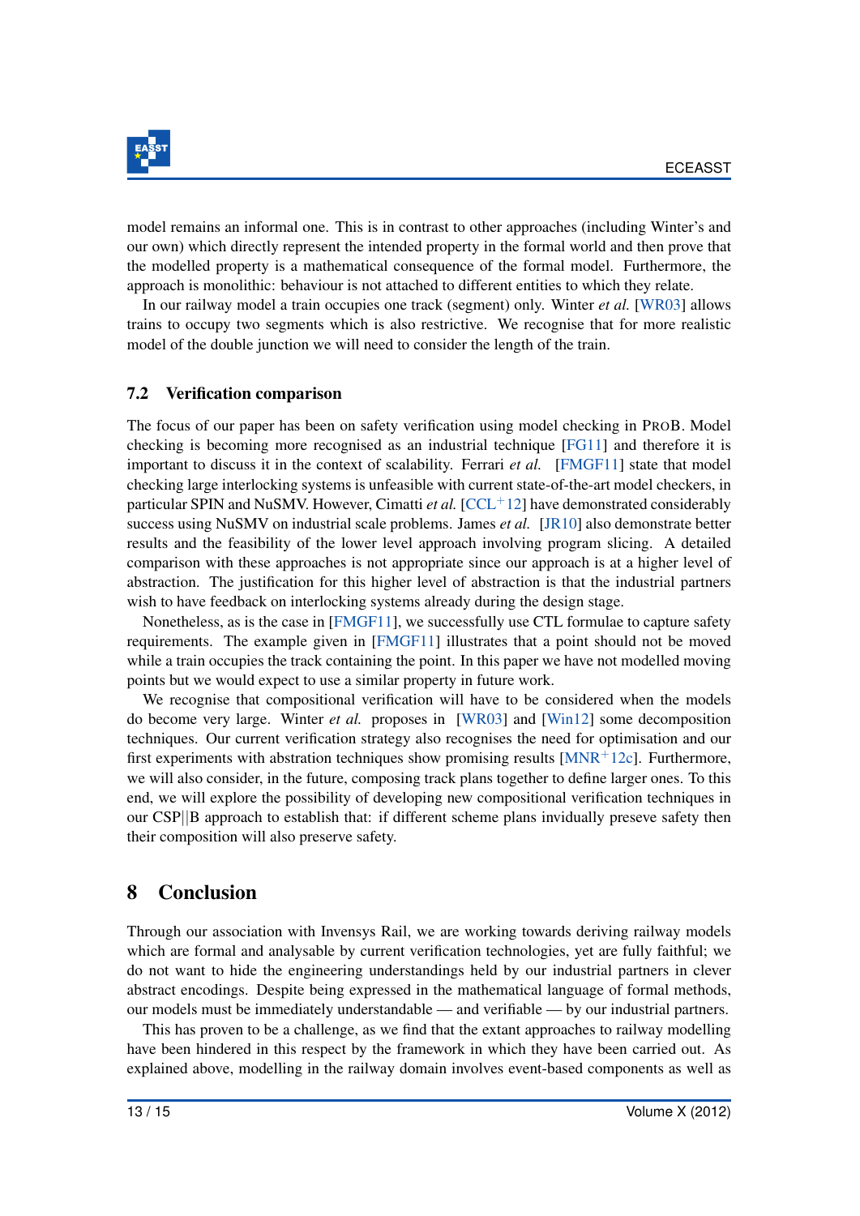model remains an informal one. This is in contrast to other approaches (including Winter's and our own) which directly represent the intended property in the formal world and then prove that the modelled property is a mathematical consequence of the formal model. Furthermore, the approach is monolithic: behaviour is not attached to different entities to which they relate.

In our railway model a train occupies one track (segment) only. Winter *et al.* [WR03] allows trains to occupy two segments which is also restrictive. We recognise that for more realistic model of the double junction we will need to consider the length of the train.

### 7.2 Verification comparison

The focus of our paper has been on safety verification using model checking in ProB. Model checking is becoming more recognised as an industrial technique [FG11] and therefore it is important to discuss it in the context of scalability. Ferrari *et al.* [FMGF11] state that model checking large interlocking systems is unfeasible with current state-of-the-art model checkers, in particular SPIN and NuSMV. However, Cimatti *et al.* [CCL+12] have demonstrated considerably success using NuSMV on industrial scale problems. James *et al.* [JR10] also demonstrate better results and the feasibility of the lower level approach involving program slicing. A detailed comparison with these approaches is not appropriate since our approach is at a higher level of abstraction. The justification for this higher level of abstraction is that the industrial partners wish to have feedback on interlocking systems already during the design stage.

Nonetheless, as is the case in [FMGF11], we successfully use CTL formulae to capture safety requirements. The example given in [FMGF11] illustrates that a point should not be moved while a train occupies the track containing the point. In this paper we have not modelled moving points but we would expect to use a similar property in future work.

We recognise that compositional verification will have to be considered when the models do become very large. Winter *et al.* proposes in [WR03] and [Win12] some decomposition techniques. Our current verification strategy also recognises the need for optimisation and our first experiments with abstration techniques show promising results [MNR+12c]. Furthermore, we will also consider, in the future, composing track plans together to define larger ones. To this end, we will explore the possibility of developing new compositional verification techniques in our CSP||B approach to establish that: if different scheme plans invidually preseve safety then their composition will also preserve safety.

## 8 Conclusion

Through our association with Invensys Rail, we are working towards deriving railway models which are formal and analysable by current verification technologies, yet are fully faithful; we do not want to hide the engineering understandings held by our industrial partners in clever abstract encodings. Despite being expressed in the mathematical language of formal methods, our models must be immediately understandable — and verifiable — by our industrial partners.

This has proven to be a challenge, as we find that the extant approaches to railway modelling have been hindered in this respect by the framework in which they have been carried out. As explained above, modelling in the railway domain involves event-based components as well as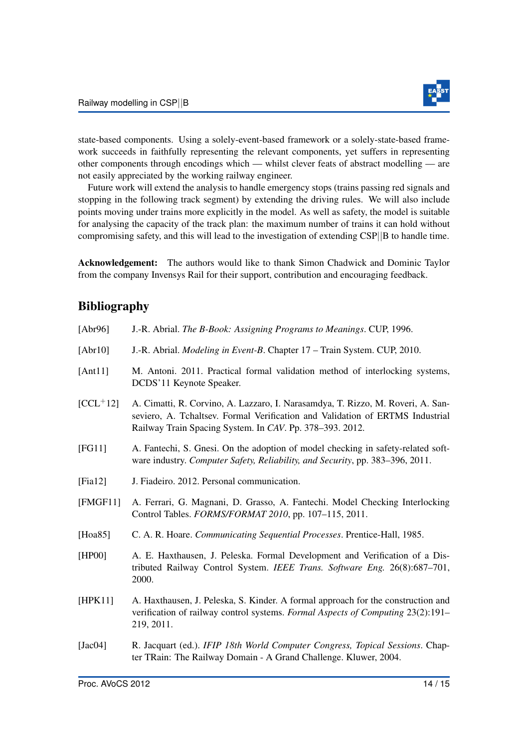state-based components. Using a solely-event-based framework or a solely-state-based framework succeeds in faithfully representing the relevant components, yet suffers in representing other components through encodings which — whilst clever feats of abstract modelling — are not easily appreciated by the working railway engineer.

Future work will extend the analysis to handle emergency stops (trains passing red signals and stopping in the following track segment) by extending the driving rules. We will also include points moving under trains more explicitly in the model. As well as safety, the model is suitable for analysing the capacity of the track plan: the maximum number of trains it can hold without compromising safety, and this will lead to the investigation of extending CSP||B to handle time.

**Acknowledgement:** The authors would like to thank Simon Chadwick and Dominic Taylor from the company Invensys Rail for their support, contribution and encouraging feedback.

## Bibliography

[Abr96] J.-R. Abrial. *The B-Book: Assigning Programs to Meanings*. CUP, 1996.

[Abr10] J.-R. Abrial. *Modeling in Event-B*. Chapter 17 – Train System. CUP, 2010.

[Ant11] M. Antoni. 2011. Practical formal validation method of interlocking systems, DCDS'11 Keynote Speaker.

[CCL+12] A. Cimatti, R. Corvino, A. Lazzaro, I. Narasamdya, T. Rizzo, M. Roveri, A. Sanseviero, A. Tchaltsev. Formal Verification and Validation of ERTMS Industrial Railway Train Spacing System. In *CAV*. Pp. 378–393. 2012.

[FG11] A. Fantechi, S. Gnesi. On the adoption of model checking in safety-related software industry. *Computer Safety, Reliability, and Security*, pp. 383–396, 2011.

[Fia12] J. Fiadeiro. 2012. Personal communication.

[FMGF11] A. Ferrari, G. Magnani, D. Grasso, A. Fantechi. Model Checking Interlocking Control Tables. *FORMS/FORMAT 2010*, pp. 107–115, 2011.

[Hoa85] C. A. R. Hoare. *Communicating Sequential Processes*. Prentice-Hall, 1985.

[HP00] A. E. Haxthausen, J. Peleska. Formal Development and Verification of a Distributed Railway Control System. *IEEE Trans. Software Eng.* 26(8):687–701, 2000.

[HPK11] A. Haxthausen, J. Peleska, S. Kinder. A formal approach for the construction and verification of railway control systems. *Formal Aspects of Computing* 23(2):191–219, 2011.

[Jac04] R. Jacquart (ed.). *IFIP 18th World Computer Congress, Topical Sessions*. Chapter TRain: The Railway Domain - A Grand Challenge. Kluwer, 2004.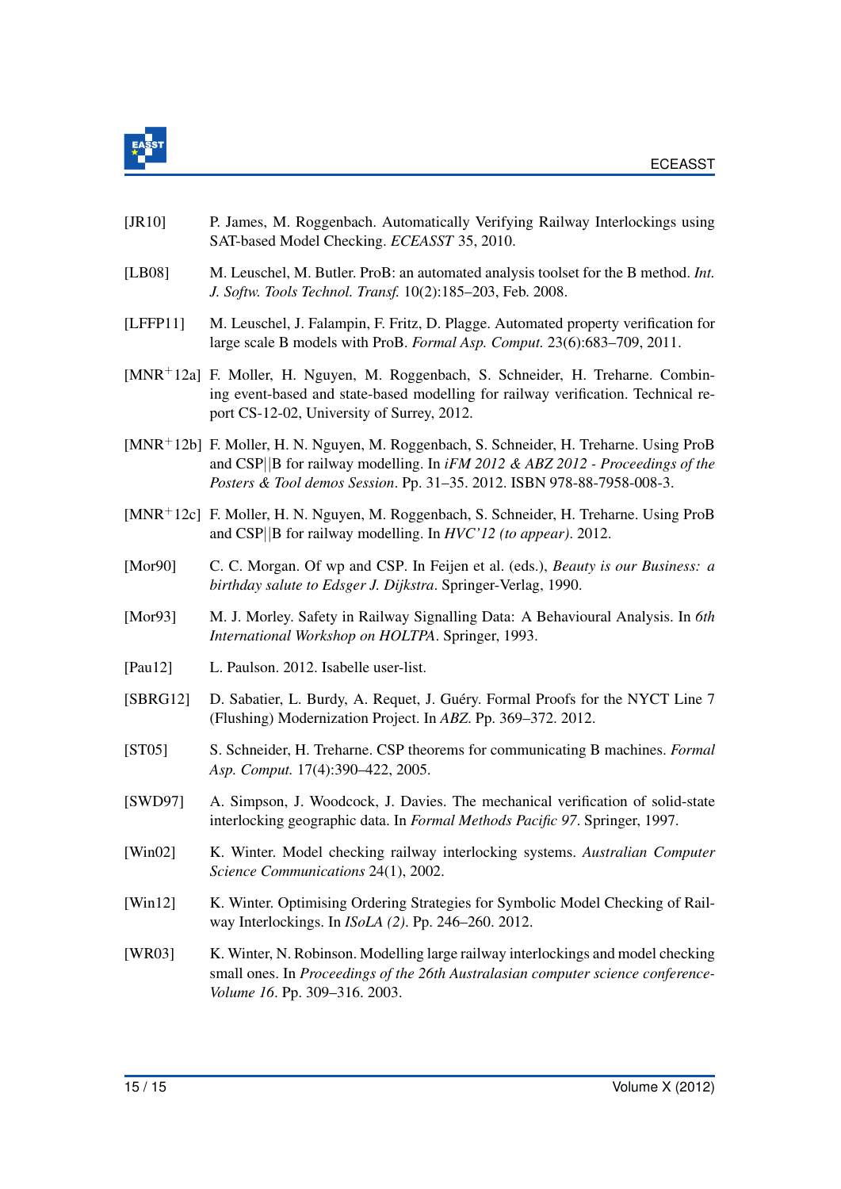[JR10] P. James, M. Roggenbach. Automatically Verifying Railway Interlockings using SAT-based Model Checking. *ECEASST* 35, 2010.

[LB08] M. Leuschel, M. Butler. ProB: an automated analysis toolset for the B method. *Int. J. Softw. Tools Technol. Transf.* 10(2):185–203, Feb. 2008.

[LFFP11] M. Leuschel, J. Falampin, F. Fritz, D. Plagge. Automated property verification for large scale B models with ProB. *Formal Asp. Comput.* 23(6):683–709, 2011.

[MNR+12a] F. Moller, H. Nguyen, M. Roggenbach, S. Schneider, H. Treharne. Combining event-based and state-based modelling for railway verification. Technical report CS-12-02, University of Surrey, 2012.

[MNR+12b] F. Moller, H. N. Nguyen, M. Roggenbach, S. Schneider, H. Treharne. Using ProB and CSP||B for railway modelling. In *iFM 2012 & ABZ 2012 - Proceedings of the Posters & Tool demos Session*. Pp. 31–35. 2012. ISBN 978-88-7958-008-3.

[MNR+12c] F. Moller, H. N. Nguyen, M. Roggenbach, S. Schneider, H. Treharne. Using ProB and CSP||B for railway modelling. In *HVC'12 (to appear)*. 2012.

[Mor90] C. C. Morgan. Of wp and CSP. In Feijen et al. (eds.), *Beauty is our Business: a birthday salute to Edsger J. Dijkstra*. Springer-Verlag, 1990.

[Mor93] M. J. Morley. Safety in Railway Signalling Data: A Behavioural Analysis. In *6th International Workshop on HOLTPA*. Springer, 1993.

[Pau12] L. Paulson. 2012. Isabelle user-list.

[SBRG12] D. Sabatier, L. Burdy, A. Requet, J. Guéry. Formal Proofs for the NYCT Line 7 (Flushing) Modernization Project. In *ABZ*. Pp. 369–372. 2012.

[ST05] S. Schneider, H. Treharne. CSP theorems for communicating B machines. *Formal Asp. Comput.* 17(4):390–422, 2005.

[SWD97] A. Simpson, J. Woodcock, J. Davies. The mechanical verification of solid-state interlocking geographic data. In *Formal Methods Pacific 97*. Springer, 1997.

[Win02] K. Winter. Model checking railway interlocking systems. *Australian Computer Science Communications* 24(1), 2002.

[Win12] K. Winter. Optimising Ordering Strategies for Symbolic Model Checking of Railway Interlockings. In *ISoLA (2)*. Pp. 246–260. 2012.

[WR03] K. Winter, N. Robinson. Modelling large railway interlockings and model checking small ones. In *Proceedings of the 26th Australasian computer science conference-Volume 16*. Pp. 309–316. 2003.